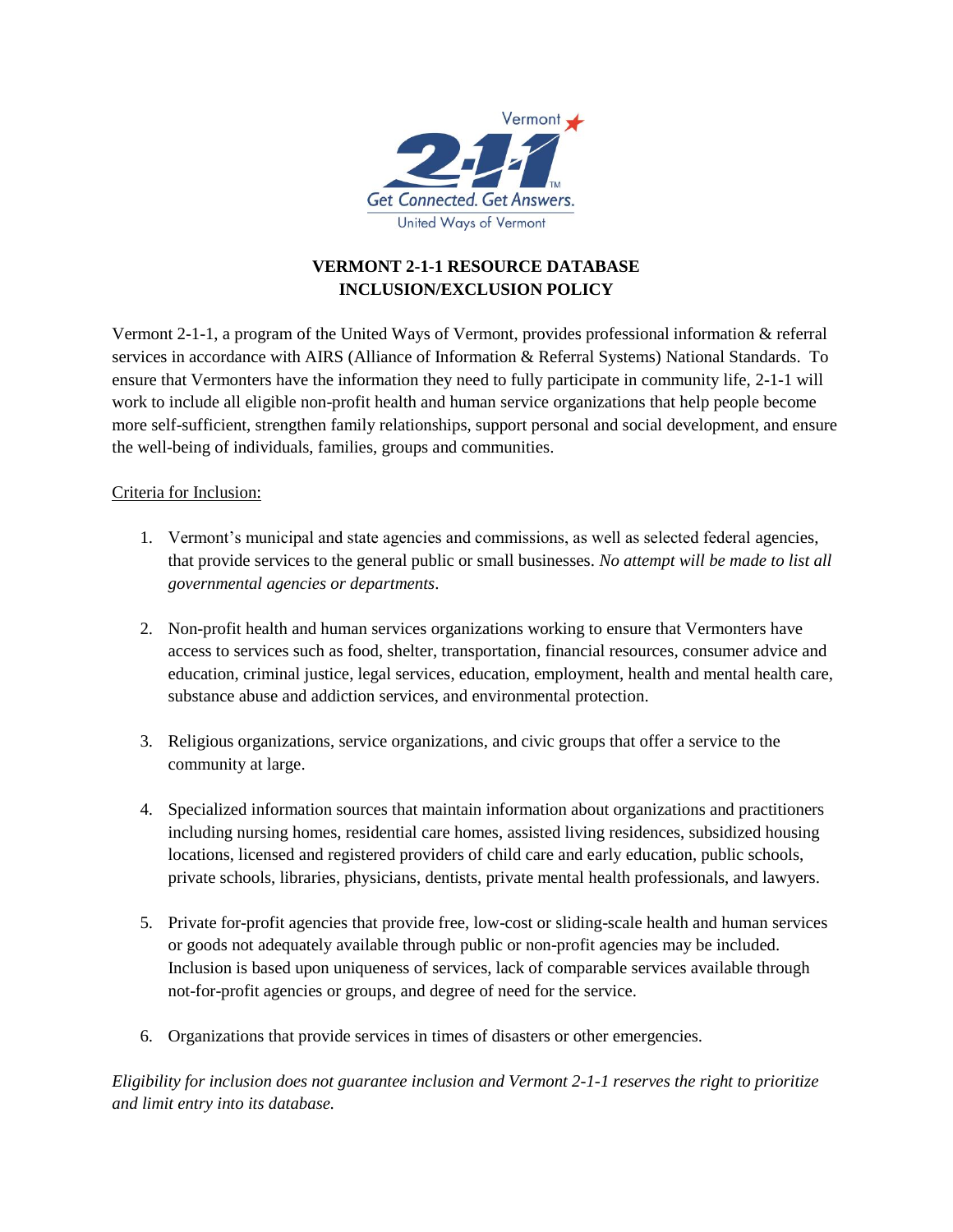# VERMONT 2-1-1 RESOURCE DATABASE INCLUSION/EXCLUSION POLICY

Vermont 2-1-1, a program of the United Ways of Vermont, provides professional information & referral services in accordance with AIRS (Alliance of Information & Referral Systems) National Standards. To ensure that Vermonters have the information they need to fully participate in community life, 2-1-1 will work to include all eligible non-profit health and human service organizations that help people become more self-sufficient, strengthen family relationships, support personal and social development, and ensure the well-being of individuals, families, groups and communities.

Criteria for Inclusion:

1. Vermont's municipal and state agencies and commissions, as well as selected federal agencies, that provide services to the general public or small businesses. *No attempt will be made to list all governmental agencies or departments*.

2. Non-profit health and human services organizations working to ensure that Vermonters have access to services such as food, shelter, transportation, financial resources, consumer advice and education, criminal justice, legal services, education, employment, health and mental health care, substance abuse and addiction services, and environmental protection.

3. Religious organizations, service organizations, and civic groups that offer a service to the community at large.

4. Specialized information sources that maintain information about organizations and practitioners including nursing homes, residential care homes, assisted living residences, subsidized housing locations, licensed and registered providers of child care and early education, public schools, private schools, libraries, physicians, dentists, private mental health professionals, and lawyers.

5. Private for-profit agencies that provide free, low-cost or sliding-scale health and human services or goods not adequately available through public or non-profit agencies may be included. Inclusion is based upon uniqueness of services, lack of comparable services available through not-for-profit agencies or groups, and degree of need for the service.

6. Organizations that provide services in times of disasters or other emergencies.

*Eligibility for inclusion does not guarantee inclusion and Vermont 2-1-1 reserves the right to prioritize and limit entry into its database.*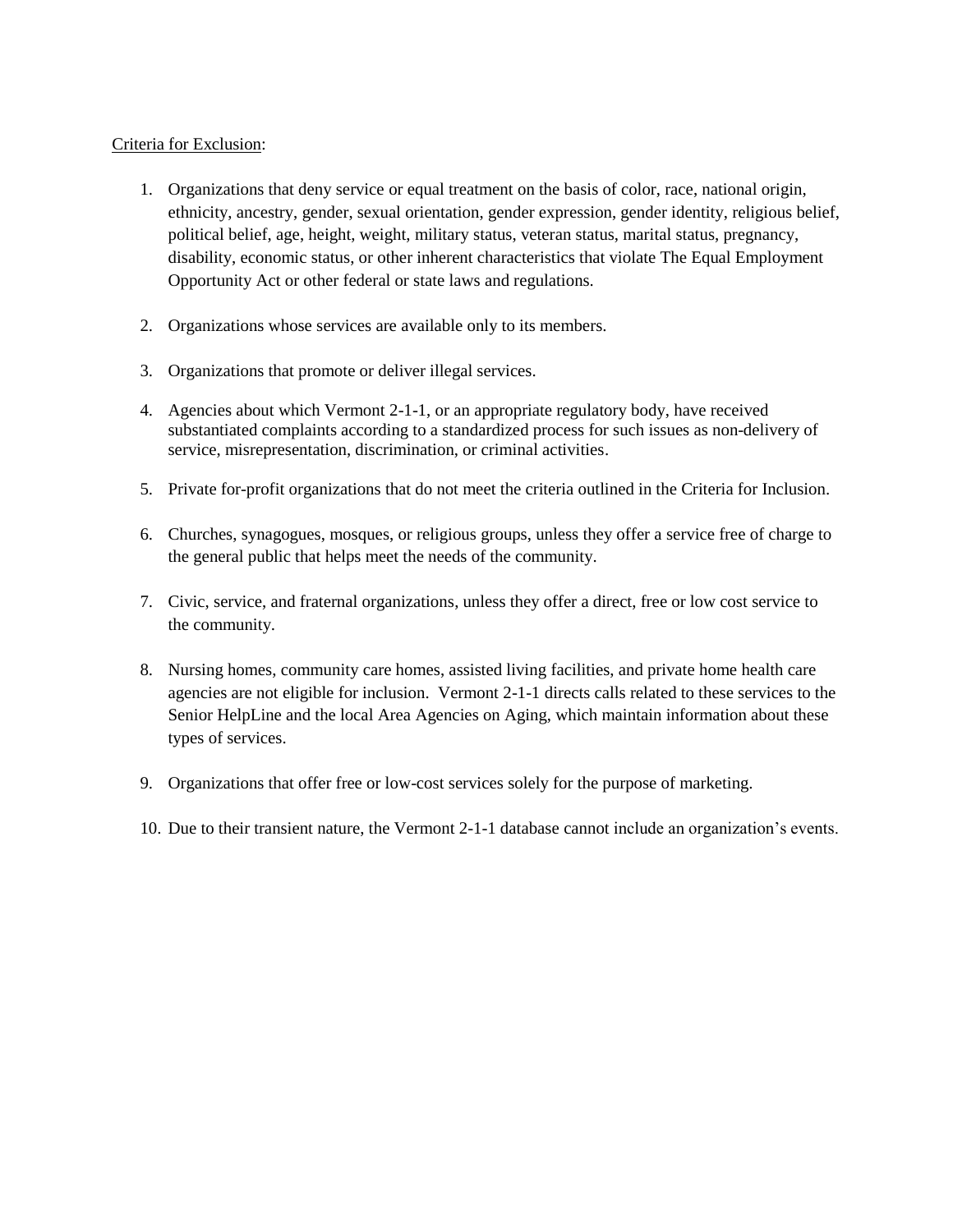Criteria for Exclusion:

1. Organizations that deny service or equal treatment on the basis of color, race, national origin, ethnicity, ancestry, gender, sexual orientation, gender expression, gender identity, religious belief, political belief, age, height, weight, military status, veteran status, marital status, pregnancy, disability, economic status, or other inherent characteristics that violate The Equal Employment Opportunity Act or other federal or state laws and regulations.

2. Organizations whose services are available only to its members.

3. Organizations that promote or deliver illegal services.

4. Agencies about which Vermont 2-1-1, or an appropriate regulatory body, have received substantiated complaints according to a standardized process for such issues as non-delivery of service, misrepresentation, discrimination, or criminal activities.

5. Private for-profit organizations that do not meet the criteria outlined in the Criteria for Inclusion.

6. Churches, synagogues, mosques, or religious groups, unless they offer a service free of charge to the general public that helps meet the needs of the community.

7. Civic, service, and fraternal organizations, unless they offer a direct, free or low cost service to the community.

8. Nursing homes, community care homes, assisted living facilities, and private home health care agencies are not eligible for inclusion. Vermont 2-1-1 directs calls related to these services to the Senior HelpLine and the local Area Agencies on Aging, which maintain information about these types of services.

9. Organizations that offer free or low-cost services solely for the purpose of marketing.

10. Due to their transient nature, the Vermont 2-1-1 database cannot include an organization's events.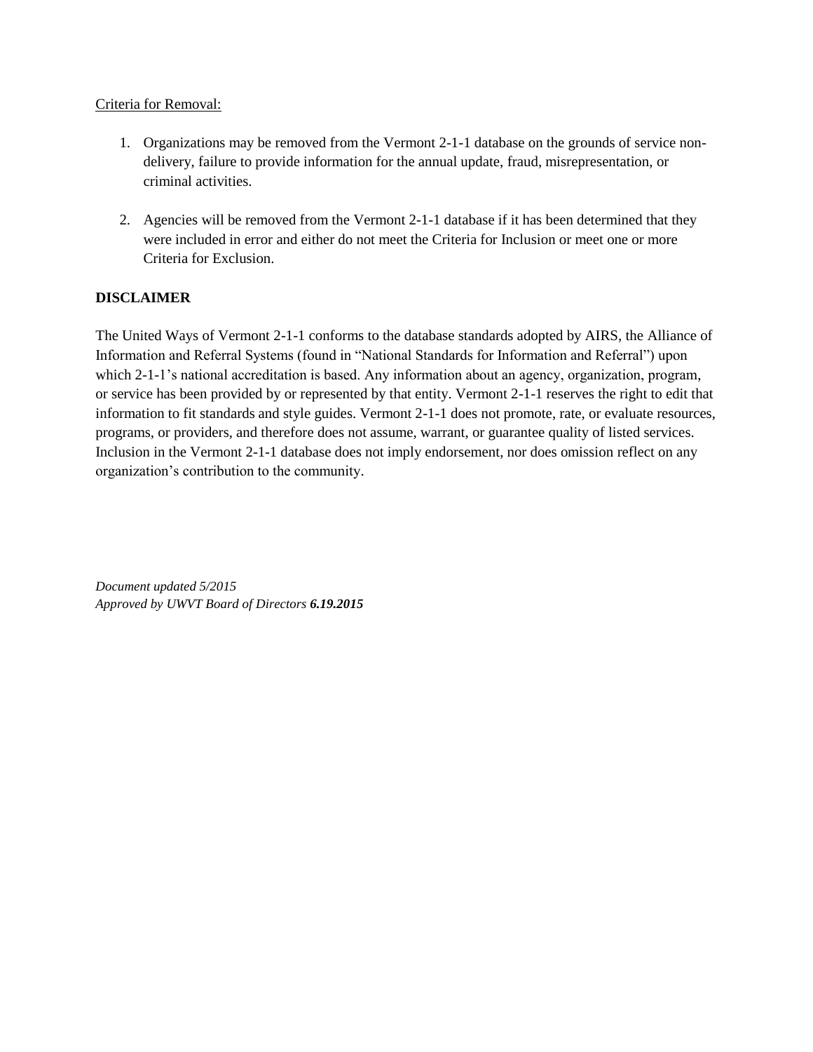Criteria for Removal:

1. Organizations may be removed from the Vermont 2-1-1 database on the grounds of service non-delivery, failure to provide information for the annual update, fraud, misrepresentation, or criminal activities.

2. Agencies will be removed from the Vermont 2-1-1 database if it has been determined that they were included in error and either do not meet the Criteria for Inclusion or meet one or more Criteria for Exclusion.

**DISCLAIMER**

The United Ways of Vermont 2-1-1 conforms to the database standards adopted by AIRS, the Alliance of Information and Referral Systems (found in "National Standards for Information and Referral") upon which 2-1-1's national accreditation is based. Any information about an agency, organization, program, or service has been provided by or represented by that entity. Vermont 2-1-1 reserves the right to edit that information to fit standards and style guides. Vermont 2-1-1 does not promote, rate, or evaluate resources, programs, or providers, and therefore does not assume, warrant, or guarantee quality of listed services. Inclusion in the Vermont 2-1-1 database does not imply endorsement, nor does omission reflect on any organization's contribution to the community.

*Document updated 5/2015*
*Approved by UWVT Board of Directors **6.19.2015***